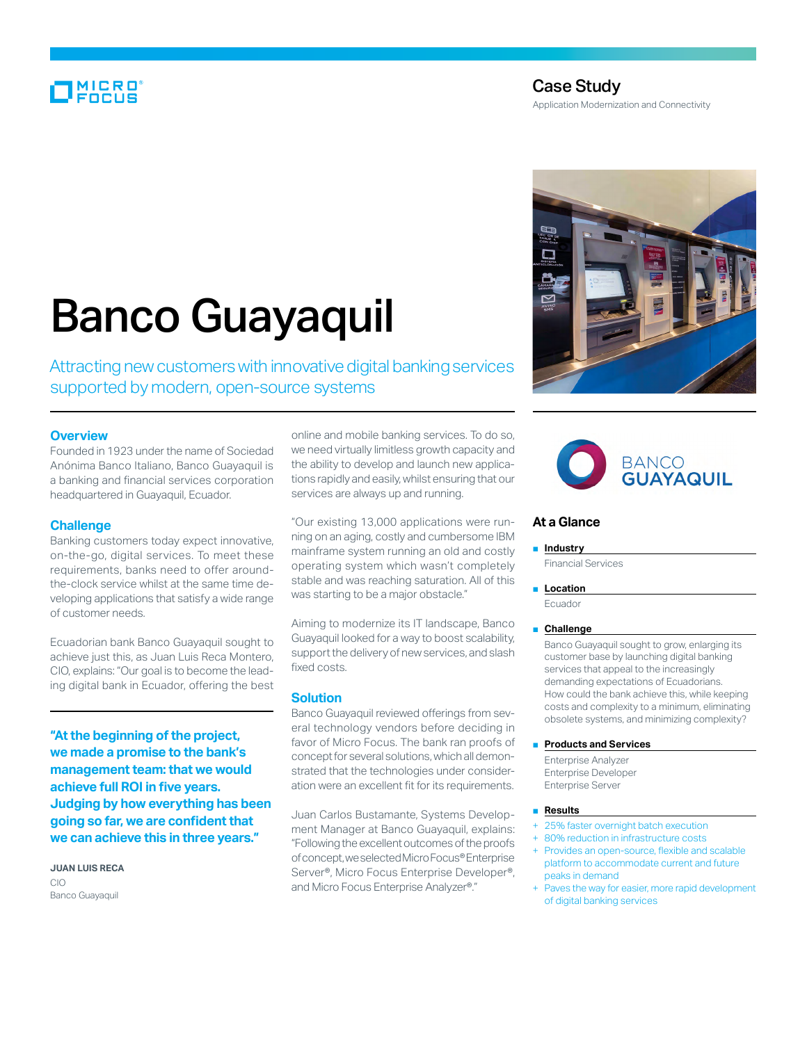Case Study

Application Modernization and Connectivity

# Banco Guayaquil

Attracting new customers with innovative digital banking services supported by modern, open-source systems

## Overview

Founded in 1923 under the name of Sociedad Anónima Banco Italiano, Banco Guayaquil is a banking and financial services corporation headquartered in Guayaquil, Ecuador.

## Challenge

Banking customers today expect innovative, on-the-go, digital services. To meet these requirements, banks need to offer around-the-clock service whilst at the same time developing applications that satisfy a wide range of customer needs.

Ecuadorian bank Banco Guayaquil sought to achieve just this, as Juan Luis Reca Montero, CIO, explains: "Our goal is to become the leading digital bank in Ecuador, offering the best online and mobile banking services. To do so, we need virtually limitless growth capacity and the ability to develop and launch new applications rapidly and easily, whilst ensuring that our services are always up and running.

"Our existing 13,000 applications were running on an aging, costly and cumbersome IBM mainframe system running an old and costly operating system which wasn't completely stable and was reaching saturation. All of this was starting to be a major obstacle."

Aiming to modernize its IT landscape, Banco Guayaquil looked for a way to boost scalability, support the delivery of new services, and slash fixed costs.

**"At the beginning of the project, we made a promise to the bank's management team: that we would achieve full ROI in five years. Judging by how everything has been going so far, we are confident that we can achieve this in three years."**

**JUAN LUIS RECA**
CIO
Banco Guayaquil

## Solution

Banco Guayaquil reviewed offerings from several technology vendors before deciding in favor of Micro Focus. The bank ran proofs of concept for several solutions, which all demonstrated that the technologies under consideration were an excellent fit for its requirements.

Juan Carlos Bustamante, Systems Development Manager at Banco Guayaquil, explains: "Following the excellent outcomes of the proofs of concept, we selected Micro Focus® Enterprise Server®, Micro Focus Enterprise Developer®, and Micro Focus Enterprise Analyzer®."

## At a Glance

**Industry**

Financial Services

**Location**

Ecuador

**Challenge**

Banco Guayaquil sought to grow, enlarging its customer base by launching digital banking services that appeal to the increasingly demanding expectations of Ecuadorians. How could the bank achieve this, while keeping costs and complexity to a minimum, eliminating obsolete systems, and minimizing complexity?

**Products and Services**

Enterprise Analyzer
Enterprise Developer
Enterprise Server

**Results**

+ 25% faster overnight batch execution
+ 80% reduction in infrastructure costs
+ Provides an open-source, flexible and scalable platform to accommodate current and future peaks in demand
+ Paves the way for easier, more rapid development of digital banking services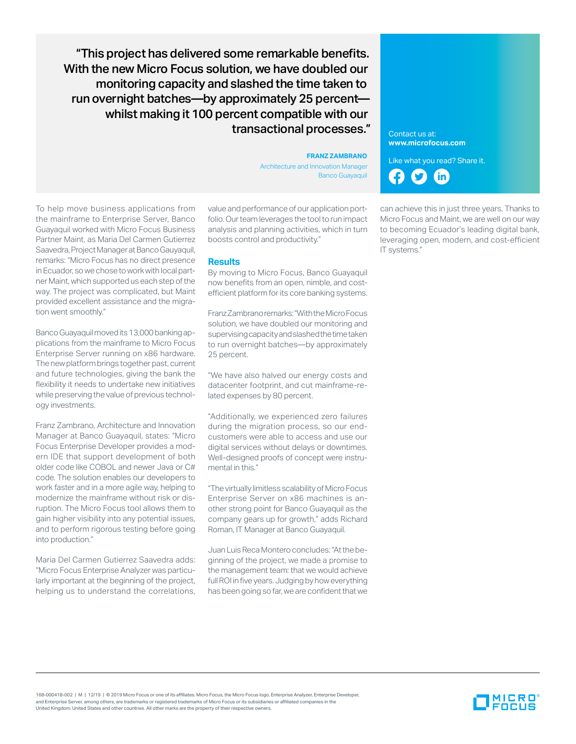> "This project has delivered some remarkable benefits. With the new Micro Focus solution, we have doubled our monitoring capacity and slashed the time taken to run overnight batches—by approximately 25 percent—whilst making it 100 percent compatible with our transactional processes."
>
> **FRANZ ZAMBRANO**
> Architecture and Innovation Manager
> Banco Guayaquil

Contact us at:
**www.microfocus.com**

Like what you read? Share it.

To help move business applications from the mainframe to Enterprise Server, Banco Guayaquil worked with Micro Focus Business Partner Maint, as Maria Del Carmen Gutierrez Saavedra, Project Manager at Banco Gauyaquil, remarks: "Micro Focus has no direct presence in Ecuador, so we chose to work with local partner Maint, which supported us each step of the way. The project was complicated, but Maint provided excellent assistance and the migration went smoothly."

Banco Guayaquil moved its 13,000 banking applications from the mainframe to Micro Focus Enterprise Server running on x86 hardware. The new platform brings together past, current and future technologies, giving the bank the flexibility it needs to undertake new initiatives while preserving the value of previous technology investments.

Franz Zambrano, Architecture and Innovation Manager at Banco Guayaquil, states: "Micro Focus Enterprise Developer provides a modern IDE that support development of both older code like COBOL and newer Java or C# code. The solution enables our developers to work faster and in a more agile way, helping to modernize the mainframe without risk or disruption. The Micro Focus tool allows them to gain higher visibility into any potential issues, and to perform rigorous testing before going into production."

Maria Del Carmen Gutierrez Saavedra adds: "Micro Focus Enterprise Analyzer was particularly important at the beginning of the project, helping us to understand the correlations, value and performance of our application portfolio. Our team leverages the tool to run impact analysis and planning activities, which in turn boosts control and productivity."

## Results

By moving to Micro Focus, Banco Guayaquil now benefits from an open, nimble, and cost-efficient platform for its core banking systems.

Franz Zambrano remarks: "With the Micro Focus solution, we have doubled our monitoring and supervising capacity and slashed the time taken to run overnight batches—by approximately 25 percent.

"We have also halved our energy costs and datacenter footprint, and cut mainframe-related expenses by 80 percent.

"Additionally, we experienced zero failures during the migration process, so our end-customers were able to access and use our digital services without delays or downtimes. Well-designed proofs of concept were instrumental in this."

"The virtually limitless scalability of Micro Focus Enterprise Server on x86 machines is another strong point for Banco Guayaquil as the company gears up for growth," adds Richard Roman, IT Manager at Banco Guayaquil.

Juan Luis Reca Montero concludes: "At the beginning of the project, we made a promise to the management team: that we would achieve full ROI in five years. Judging by how everything has been going so far, we are confident that we can achieve this in just three years. Thanks to Micro Focus and Maint, we are well on our way to becoming Ecuador's leading digital bank, leveraging open, modern, and cost-efficient IT systems."

168-000418-002 | M | 12/19 | © 2019 Micro Focus or one of its affiliates. Micro Focus, the Micro Focus logo, Enterprise Analyzer, Enterprise Developer, and Enterprise Server, among others, are trademarks or registered trademarks of Micro Focus or its subsidiaries or affiliated companies in the United Kingdom, United States and other countries. All other marks are the property of their respective owners.